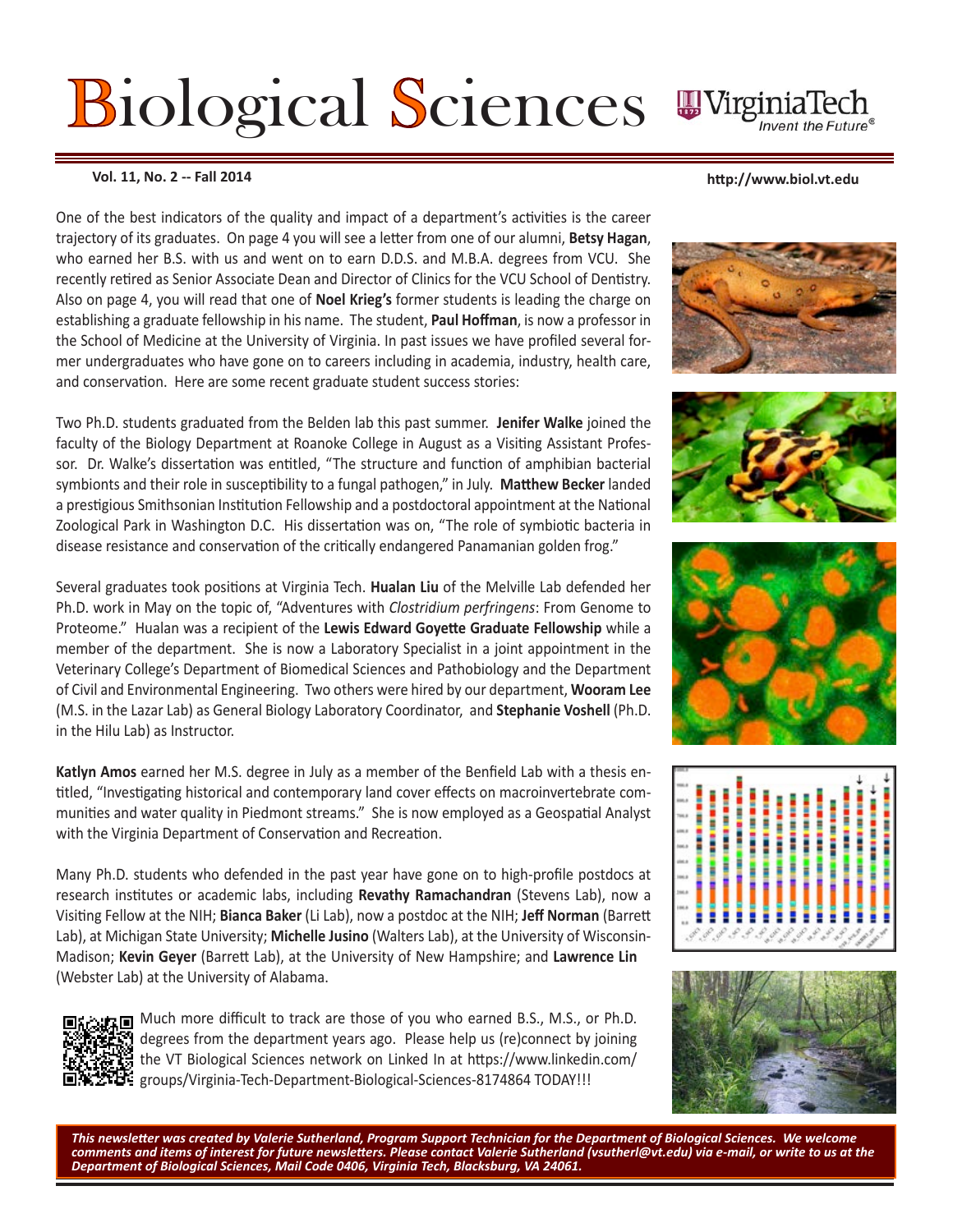# Biological Sciences

Vol. 11, No. 2 -- Fall 2014

http://www.biol.vt.edu

One of the best indicators of the quality and impact of a department's activities is the career trajectory of its graduates. On page 4 you will see a letter from one of our alumni, **Betsy Hagan**, who earned her B.S. with us and went on to earn D.D.S. and M.B.A. degrees from VCU. She recently retired as Senior Associate Dean and Director of Clinics for the VCU School of Dentistry. Also on page 4, you will read that one of **Noel Krieg's** former students is leading the charge on establishing a graduate fellowship in his name. The student, **Paul Hoffman**, is now a professor in the School of Medicine at the University of Virginia. In past issues we have profiled several former undergraduates who have gone on to careers including in academia, industry, health care, and conservation. Here are some recent graduate student success stories:

Two Ph.D. students graduated from the Belden lab this past summer. **Jenifer Walke** joined the faculty of the Biology Department at Roanoke College in August as a Visiting Assistant Professor. Dr. Walke's dissertation was entitled, "The structure and function of amphibian bacterial symbionts and their role in susceptibility to a fungal pathogen," in July. **Matthew Becker** landed a prestigious Smithsonian Institution Fellowship and a postdoctoral appointment at the National Zoological Park in Washington D.C. His dissertation was on, "The role of symbiotic bacteria in disease resistance and conservation of the critically endangered Panamanian golden frog."

Several graduates took positions at Virginia Tech. **Hualan Liu** of the Melville Lab defended her Ph.D. work in May on the topic of, "Adventures with *Clostridium perfringens*: From Genome to Proteome." Hualan was a recipient of the **Lewis Edward Goyette Graduate Fellowship** while a member of the department. She is now a Laboratory Specialist in a joint appointment in the Veterinary College's Department of Biomedical Sciences and Pathobiology and the Department of Civil and Environmental Engineering. Two others were hired by our department, **Wooram Lee** (M.S. in the Lazar Lab) as General Biology Laboratory Coordinator, and **Stephanie Voshell** (Ph.D. in the Hilu Lab) as Instructor.

**Katlyn Amos** earned her M.S. degree in July as a member of the Benfield Lab with a thesis entitled, "Investigating historical and contemporary land cover effects on macroinvertebrate communities and water quality in Piedmont streams." She is now employed as a Geospatial Analyst with the Virginia Department of Conservation and Recreation.

Many Ph.D. students who defended in the past year have gone on to high-profile postdocs at research institutes or academic labs, including **Revathy Ramachandran** (Stevens Lab), now a Visiting Fellow at the NIH; **Bianca Baker** (Li Lab), now a postdoc at the NIH; **Jeff Norman** (Barrett Lab), at Michigan State University; **Michelle Jusino** (Walters Lab), at the University of Wisconsin-Madison; **Kevin Geyer** (Barrett Lab), at the University of New Hampshire; and **Lawrence Lin** (Webster Lab) at the University of Alabama.

Much more difficult to track are those of you who earned B.S., M.S., or Ph.D. degrees from the department years ago. Please help us (re)connect by joining the VT Biological Sciences network on Linked In at https://www.linkedin.com/groups/Virginia-Tech-Department-Biological-Sciences-8174864 TODAY!!!

*This newsletter was created by Valerie Sutherland, Program Support Technician for the Department of Biological Sciences. We welcome comments and items of interest for future newsletters. Please contact Valerie Sutherland (vsutherl@vt.edu) via e-mail, or write to us at the Department of Biological Sciences, Mail Code 0406, Virginia Tech, Blacksburg, VA 24061.*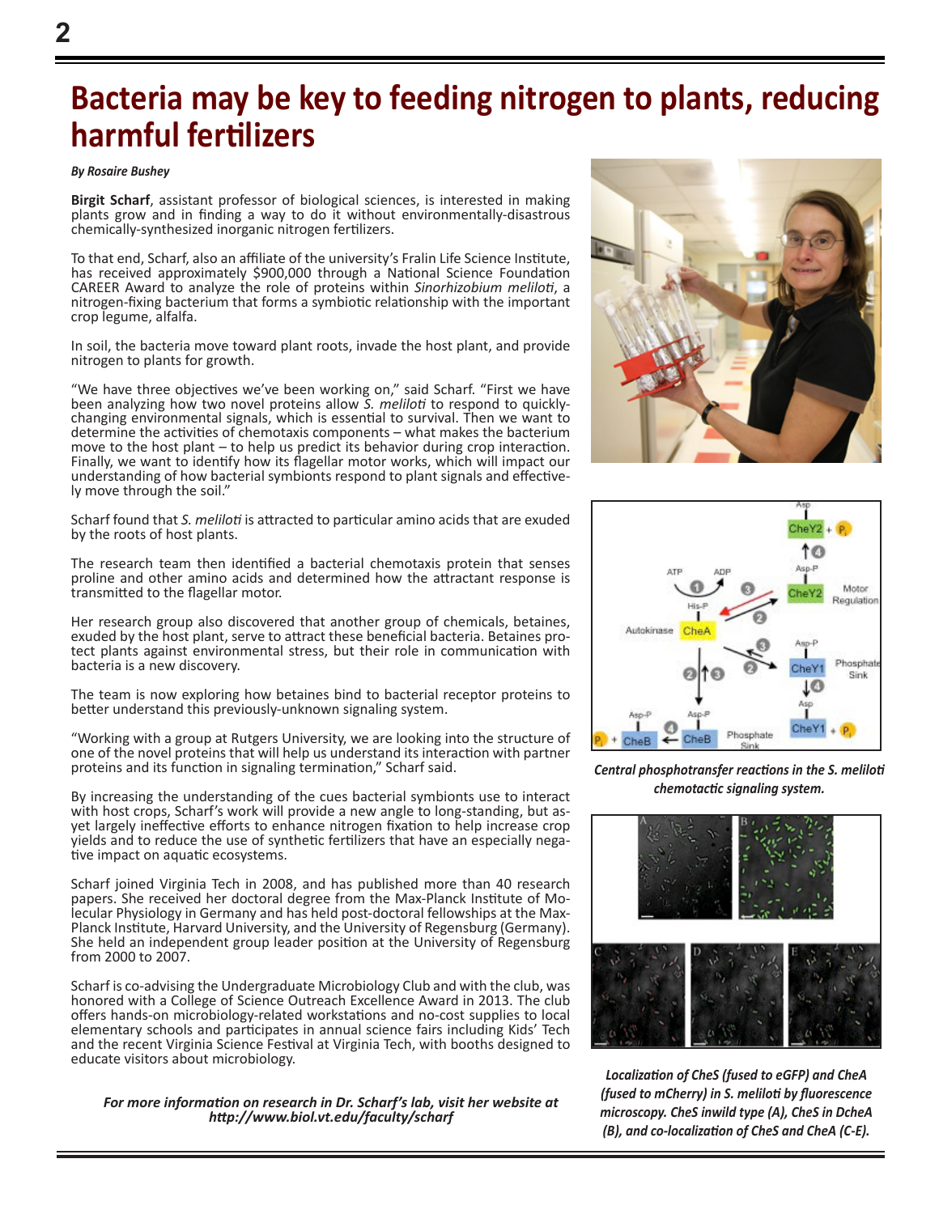# Bacteria may be key to feeding nitrogen to plants, reducing harmful fertilizers

***By Rosaire Bushey***

**Birgit Scharf**, assistant professor of biological sciences, is interested in making plants grow and in finding a way to do it without environmentally-disastrous chemically-synthesized inorganic nitrogen fertilizers.

To that end, Scharf, also an affiliate of the university's Fralin Life Science Institute, has received approximately $900,000 through a National Science Foundation CAREER Award to analyze the role of proteins within *Sinorhizobium meliloti*, a nitrogen-fixing bacterium that forms a symbiotic relationship with the important crop legume, alfalfa.

In soil, the bacteria move toward plant roots, invade the host plant, and provide nitrogen to plants for growth.

"We have three objectives we've been working on," said Scharf. "First we have been analyzing how two novel proteins allow *S. meliloti* to respond to quickly-changing environmental signals, which is essential to survival. Then we want to determine the activities of chemotaxis components – what makes the bacterium move to the host plant – to help us predict its behavior during crop interaction. Finally, we want to identify how its flagellar motor works, which will impact our understanding of how bacterial symbionts respond to plant signals and effectively move through the soil."

Scharf found that *S. meliloti* is attracted to particular amino acids that are exuded by the roots of host plants.

The research team then identified a bacterial chemotaxis protein that senses proline and other amino acids and determined how the attractant response is transmitted to the flagellar motor.

Her research group also discovered that another group of chemicals, betaines, exuded by the host plant, serve to attract these beneficial bacteria. Betaines protect plants against environmental stress, but their role in communication with bacteria is a new discovery.

The team is now exploring how betaines bind to bacterial receptor proteins to better understand this previously-unknown signaling system.

"Working with a group at Rutgers University, we are looking into the structure of one of the novel proteins that will help us understand its interaction with partner proteins and its function in signaling termination," Scharf said.

By increasing the understanding of the cues bacterial symbionts use to interact with host crops, Scharf's work will provide a new angle to long-standing, but as-yet largely ineffective efforts to enhance nitrogen fixation to help increase crop yields and to reduce the use of synthetic fertilizers that have an especially negative impact on aquatic ecosystems.

Scharf joined Virginia Tech in 2008, and has published more than 40 research papers. She received her doctoral degree from the Max-Planck Institute of Molecular Physiology in Germany and has held post-doctoral fellowships at the Max-Planck Institute, Harvard University, and the University of Regensburg (Germany). She held an independent group leader position at the University of Regensburg from 2000 to 2007.

Scharf is co-advising the Undergraduate Microbiology Club and with the club, was honored with a College of Science Outreach Excellence Award in 2013. The club offers hands-on microbiology-related workstations and no-cost supplies to local elementary schools and participates in annual science fairs including Kids' Tech and the recent Virginia Science Festival at Virginia Tech, with booths designed to educate visitors about microbiology.

***For more information on research in Dr. Scharf's lab, visit her website at http://www.biol.vt.edu/faculty/scharf***

***Central phosphotransfer reactions in the S. meliloti chemotactic signaling system.***

***Localization of CheS (fused to eGFP) and CheA (fused to mCherry) in S. meliloti by fluorescence microscopy. CheS inwild type (A), CheS in DcheA (B), and co-localization of CheS and CheA (C-E).***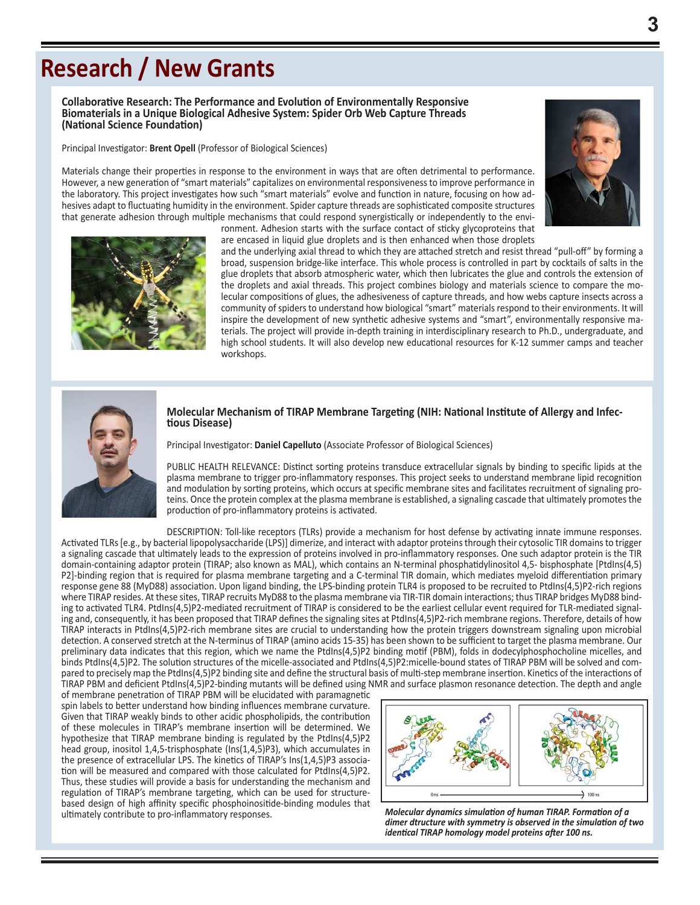# Research / New Grants

**Collaborative Research: The Performance and Evolution of Environmentally Responsive Biomaterials in a Unique Biological Adhesive System: Spider Orb Web Capture Threads (National Science Foundation)**

Principal Investigator: **Brent Opell** (Professor of Biological Sciences)

Materials change their properties in response to the environment in ways that are often detrimental to performance. However, a new generation of "smart materials" capitalizes on environmental responsiveness to improve performance in the laboratory. This project investigates how such "smart materials" evolve and function in nature, focusing on how adhesives adapt to fluctuating humidity in the environment. Spider capture threads are sophisticated composite structures that generate adhesion through multiple mechanisms that could respond synergistically or independently to the environment. Adhesion starts with the surface contact of sticky glycoproteins that are encased in liquid glue droplets and is then enhanced when those droplets and the underlying axial thread to which they are attached stretch and resist thread "pull-off" by forming a broad, suspension bridge-like interface. This whole process is controlled in part by cocktails of salts in the glue droplets that absorb atmospheric water, which then lubricates the glue and controls the extension of the droplets and axial threads. This project combines biology and materials science to compare the molecular compositions of glues, the adhesiveness of capture threads, and how webs capture insects across a community of spiders to understand how biological "smart" materials respond to their environments. It will inspire the development of new synthetic adhesive systems and "smart", environmentally responsive materials. The project will provide in-depth training in interdisciplinary research to Ph.D., undergraduate, and high school students. It will also develop new educational resources for K-12 summer camps and teacher workshops.

**Molecular Mechanism of TIRAP Membrane Targeting (NIH: National Institute of Allergy and Infectious Disease)**

Principal Investigator: **Daniel Capelluto** (Associate Professor of Biological Sciences)

PUBLIC HEALTH RELEVANCE: Distinct sorting proteins transduce extracellular signals by binding to specific lipids at the plasma membrane to trigger pro-inflammatory responses. This project seeks to understand membrane lipid recognition and modulation by sorting proteins, which occurs at specific membrane sites and facilitates recruitment of signaling proteins. Once the protein complex at the plasma membrane is established, a signaling cascade that ultimately promotes the production of pro-inflammatory proteins is activated.

DESCRIPTION: Toll-like receptors (TLRs) provide a mechanism for host defense by activating innate immune responses. Activated TLRs [e.g., by bacterial lipopolysaccharide (LPS)] dimerize, and interact with adaptor proteins through their cytosolic TIR domains to trigger a signaling cascade that ultimately leads to the expression of proteins involved in pro-inflammatory responses. One such adaptor protein is the TIR domain-containing adaptor protein (TIRAP; also known as MAL), which contains an N-terminal phosphatidylinositol 4,5- bisphosphate [PtdIns(4,5)P2]-binding region that is required for plasma membrane targeting and a C-terminal TIR domain, which mediates myeloid differentiation primary response gene 88 (MyD88) association. Upon ligand binding, the LPS-binding protein TLR4 is proposed to be recruited to PtdIns(4,5)P2-rich regions where TIRAP resides. At these sites, TIRAP recruits MyD88 to the plasma membrane via TIR-TIR domain interactions; thus TIRAP bridges MyD88 binding to activated TLR4. PtdIns(4,5)P2-mediated recruitment of TIRAP is considered to be the earliest cellular event required for TLR-mediated signaling and, consequently, it has been proposed that TIRAP defines the signaling sites at PtdIns(4,5)P2-rich membrane regions. Therefore, details of how TIRAP interacts in PtdIns(4,5)P2-rich membrane sites are crucial to understanding how the protein triggers downstream signaling upon microbial detection. A conserved stretch at the N-terminus of TIRAP (amino acids 15-35) has been shown to be sufficient to target the plasma membrane. Our preliminary data indicates that this region, which we name the PtdIns(4,5)P2 binding motif (PBM), folds in dodecylphosphocholine micelles, and binds PtdIns(4,5)P2. The solution structures of the micelle-associated and PtdIns(4,5)P2:micelle-bound states of TIRAP PBM will be solved and compared to precisely map the PtdIns(4,5)P2 binding site and define the structural basis of multi-step membrane insertion. Kinetics of the interactions of TIRAP PBM and deficient PtdIns(4,5)P2-binding mutants will be defined using NMR and surface plasmon resonance detection. The depth and angle of membrane penetration of TIRAP PBM will be elucidated with paramagnetic spin labels to better understand how binding influences membrane curvature. Given that TIRAP weakly binds to other acidic phospholipids, the contribution of these molecules in TIRAP's membrane insertion will be determined. We hypothesize that TIRAP membrane binding is regulated by the PtdIns(4,5)P2 head group, inositol 1,4,5-trisphosphate (Ins(1,4,5)P3), which accumulates in the presence of extracellular LPS. The kinetics of TIRAP's Ins(1,4,5)P3 association will be measured and compared with those calculated for PtdIns(4,5)P2. Thus, these studies will provide a basis for understanding the mechanism and regulation of TIRAP's membrane targeting, which can be used for structure-based design of high affinity specific phosphoinositide-binding modules that ultimately contribute to pro-inflammatory responses.

*Molecular dynamics simulation of human TIRAP. Formation of a dimer dtructure with symmetry is observed in the simulation of two identical TIRAP homology model proteins after 100 ns.*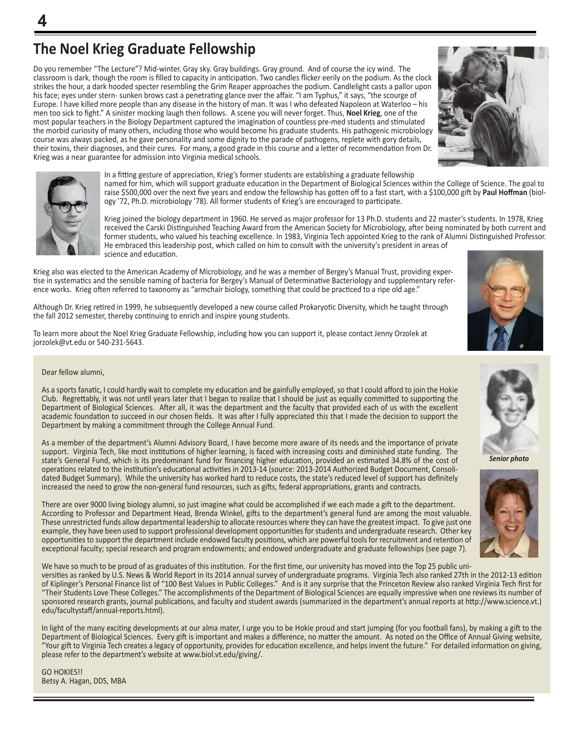## The Noel Krieg Graduate Fellowship

Do you remember "The Lecture"? Mid-winter. Gray sky. Gray buildings. Gray ground. And of course the icy wind. The classroom is dark, though the room is filled to capacity in anticipation. Two candles flicker eerily on the podium. As the clock strikes the hour, a dark hooded specter resembling the Grim Reaper approaches the podium. Candlelight casts a pallor upon his face; eyes under stern- sunken brows cast a penetrating glance over the affair. "I am Typhus," it says, "the scourge of Europe. I have killed more people than any disease in the history of man. It was I who defeated Napoleon at Waterloo – his men too sick to fight." A sinister mocking laugh then follows. A scene you will never forget. Thus, **Noel Krieg**, one of the most popular teachers in the Biology Department captured the imagination of countless pre-med students and stimulated the morbid curiosity of many others, including those who would become his graduate students. His pathogenic microbiology course was always packed, as he gave personality and some dignity to the parade of pathogens, replete with gory details, their toxins, their diagnoses, and their cures. For many, a good grade in this course and a letter of recommendation from Dr. Krieg was a near guarantee for admission into Virginia medical schools.

In a fitting gesture of appreciation, Krieg's former students are establishing a graduate fellowship named for him, which will support graduate education in the Department of Biological Sciences within the College of Science. The goal to raise $500,000 over the next five years and endow the fellowship has gotten off to a fast start, with a $100,000 gift by **Paul Hoffman** (biology '72, Ph.D. microbiology '78). All former students of Krieg's are encouraged to participate.

Krieg joined the biology department in 1960. He served as major professor for 13 Ph.D. students and 22 master's students. In 1978, Krieg received the Carski Distinguished Teaching Award from the American Society for Microbiology, after being nominated by both current and former students, who valued his teaching excellence. In 1983, Virginia Tech appointed Krieg to the rank of Alumni Distinguished Professor. He embraced this leadership post, which called on him to consult with the university's president in areas of science and education.

Krieg also was elected to the American Academy of Microbiology, and he was a member of Bergey's Manual Trust, providing expertise in systematics and the sensible naming of bacteria for Bergey's Manual of Determinative Bacteriology and supplementary reference works. Krieg often referred to taxonomy as "armchair biology, something that could be practiced to a ripe old age."

Although Dr. Krieg retired in 1999, he subsequently developed a new course called Prokaryotic Diversity, which he taught through the fall 2012 semester, thereby continuing to enrich and inspire young students.

To learn more about the Noel Krieg Graduate Fellowship, including how you can support it, please contact Jenny Orzolek at jorzolek@vt.edu or 540-231-5643.

---

Dear fellow alumni,

As a sports fanatic, I could hardly wait to complete my education and be gainfully employed, so that I could afford to join the Hokie Club. Regrettably, it was not until years later that I began to realize that I should be just as equally committed to supporting the Department of Biological Sciences. After all, it was the department and the faculty that provided each of us with the excellent academic foundation to succeed in our chosen fields. It was after I fully appreciated this that I made the decision to support the Department by making a commitment through the College Annual Fund.

As a member of the department's Alumni Advisory Board, I have become more aware of its needs and the importance of private support. Virginia Tech, like most institutions of higher learning, is faced with increasing costs and diminished state funding. The state's General Fund, which is its predominant fund for financing higher education, provided an estimated 34.8% of the cost of operations related to the institution's educational activities in 2013-14 (source: 2013-2014 Authorized Budget Document, Consolidated Budget Summary). While the university has worked hard to reduce costs, the state's reduced level of support has definitely increased the need to grow the non-general fund resources, such as gifts, federal appropriations, grants and contracts.

There are over 9000 living biology alumni, so just imagine what could be accomplished if we each made a gift to the department. According to Professor and Department Head, Brenda Winkel, gifts to the department's general fund are among the most valuable. These unrestricted funds allow departmental leadership to allocate resources where they can have the greatest impact. To give just one example, they have been used to support professional development opportunities for students and undergraduate research. Other key opportunities to support the department include endowed faculty positions, which are powerful tools for recruitment and retention of exceptional faculty; special research and program endowments; and endowed undergraduate and graduate fellowships (see page 7).

*Senior photo*

We have so much to be proud of as graduates of this institution. For the first time, our university has moved into the Top 25 public universities as ranked by U.S. News & World Report in its 2014 annual survey of undergraduate programs. Virginia Tech also ranked 27th in the 2012-13 edition of Kiplinger's Personal Finance list of "100 Best Values in Public Colleges." And is it any surprise that the Princeton Review also ranked Virginia Tech first for "Their Students Love These Colleges." The accomplishments of the Department of Biological Sciences are equally impressive when one reviews its number of sponsored research grants, journal publications, and faculty and student awards (summarized in the department's annual reports at http://www.science.vt.)edu/facultystaff/annual-reports.html).

In light of the many exciting developments at our alma mater, I urge you to be Hokie proud and start jumping (for you football fans), by making a gift to the Department of Biological Sciences. Every gift is important and makes a difference, no matter the amount. As noted on the Office of Annual Giving website, "Your gift to Virginia Tech creates a legacy of opportunity, provides for education excellence, and helps invent the future." For detailed information on giving, please refer to the department's website at www.biol.vt.edu/giving/.

GO HOKIES!!
Betsy A. Hagan, DDS, MBA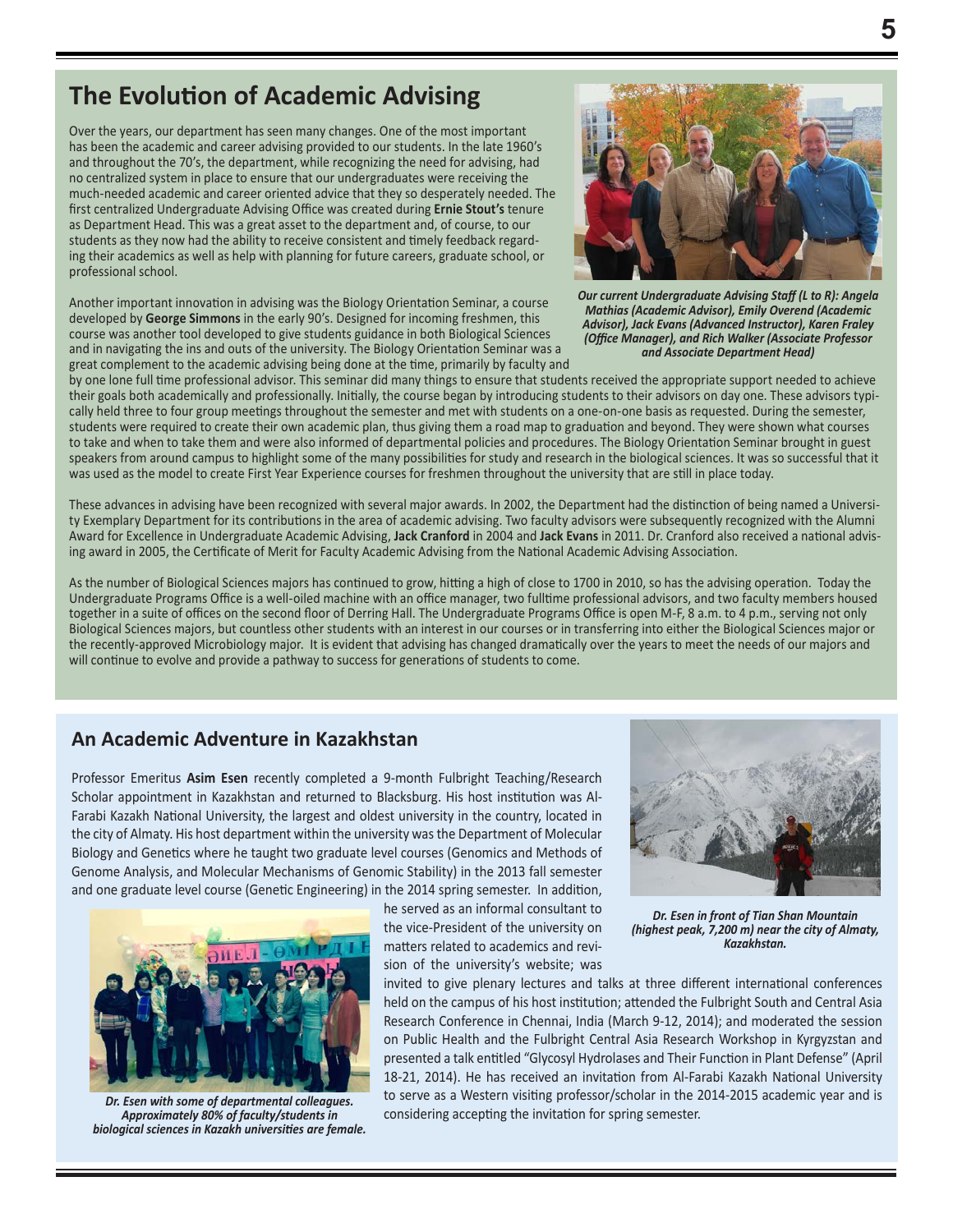## The Evolution of Academic Advising

Over the years, our department has seen many changes. One of the most important has been the academic and career advising provided to our students. In the late 1960's and throughout the 70's, the department, while recognizing the need for advising, had no centralized system in place to ensure that our undergraduates were receiving the much-needed academic and career oriented advice that they so desperately needed. The first centralized Undergraduate Advising Office was created during **Ernie Stout's** tenure as Department Head. This was a great asset to the department and, of course, to our students as they now had the ability to receive consistent and timely feedback regarding their academics as well as help with planning for future careers, graduate school, or professional school.

*Our current Undergraduate Advising Staff (L to R): Angela Mathias (Academic Advisor), Emily Overend (Academic Advisor), Jack Evans (Advanced Instructor), Karen Fraley (Office Manager), and Rich Walker (Associate Professor and Associate Department Head)*

Another important innovation in advising was the Biology Orientation Seminar, a course developed by **George Simmons** in the early 90's. Designed for incoming freshmen, this course was another tool developed to give students guidance in both Biological Sciences and in navigating the ins and outs of the university. The Biology Orientation Seminar was a great complement to the academic advising being done at the time, primarily by faculty and by one lone full time professional advisor. This seminar did many things to ensure that students received the appropriate support needed to achieve their goals both academically and professionally. Initially, the course began by introducing students to their advisors on day one. These advisors typically held three to four group meetings throughout the semester and met with students on a one-on-one basis as requested. During the semester, students were required to create their own academic plan, thus giving them a road map to graduation and beyond. They were shown what courses to take and when to take them and were also informed of departmental policies and procedures. The Biology Orientation Seminar brought in guest speakers from around campus to highlight some of the many possibilities for study and research in the biological sciences. It was so successful that it was used as the model to create First Year Experience courses for freshmen throughout the university that are still in place today.

These advances in advising have been recognized with several major awards. In 2002, the Department had the distinction of being named a University Exemplary Department for its contributions in the area of academic advising. Two faculty advisors were subsequently recognized with the Alumni Award for Excellence in Undergraduate Academic Advising, **Jack Cranford** in 2004 and **Jack Evans** in 2011. Dr. Cranford also received a national advising award in 2005, the Certificate of Merit for Faculty Academic Advising from the National Academic Advising Association.

As the number of Biological Sciences majors has continued to grow, hitting a high of close to 1700 in 2010, so has the advising operation. Today the Undergraduate Programs Office is a well-oiled machine with an office manager, two fulltime professional advisors, and two faculty members housed together in a suite of offices on the second floor of Derring Hall. The Undergraduate Programs Office is open M-F, 8 a.m. to 4 p.m., serving not only Biological Sciences majors, but countless other students with an interest in our courses or in transferring into either the Biological Sciences major or the recently-approved Microbiology major. It is evident that advising has changed dramatically over the years to meet the needs of our majors and will continue to evolve and provide a pathway to success for generations of students to come.

## An Academic Adventure in Kazakhstan

Professor Emeritus **Asim Esen** recently completed a 9-month Fulbright Teaching/Research Scholar appointment in Kazakhstan and returned to Blacksburg. His host institution was Al-Farabi Kazakh National University, the largest and oldest university in the country, located in the city of Almaty. His host department within the university was the Department of Molecular Biology and Genetics where he taught two graduate level courses (Genomics and Methods of Genome Analysis, and Molecular Mechanisms of Genomic Stability) in the 2013 fall semester and one graduate level course (Genetic Engineering) in the 2014 spring semester. In addition, he served as an informal consultant to the vice-President of the university on matters related to academics and revision of the university's website; was invited to give plenary lectures and talks at three different international conferences held on the campus of his host institution; attended the Fulbright South and Central Asia Research Conference in Chennai, India (March 9-12, 2014); and moderated the session on Public Health and the Fulbright Central Asia Research Workshop in Kyrgyzstan and presented a talk entitled "Glycosyl Hydrolases and Their Function in Plant Defense" (April 18-21, 2014). He has received an invitation from Al-Farabi Kazakh National University to serve as a Western visiting professor/scholar in the 2014-2015 academic year and is considering accepting the invitation for spring semester.

*Dr. Esen in front of Tian Shan Mountain (highest peak, 7,200 m) near the city of Almaty, Kazakhstan.*

*Dr. Esen with some of departmental colleagues. Approximately 80% of faculty/students in biological sciences in Kazakh universities are female.*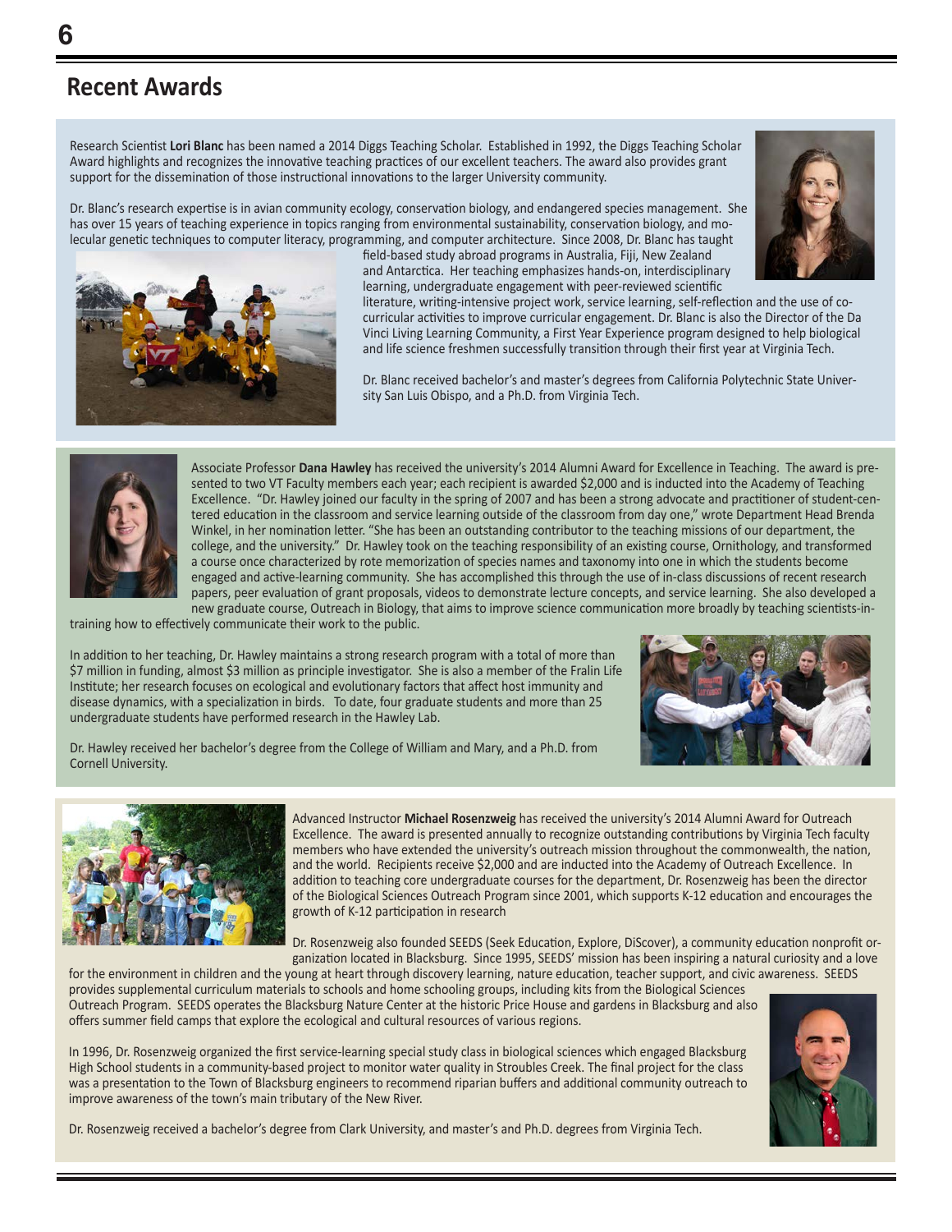## Recent Awards

Research Scientist **Lori Blanc** has been named a 2014 Diggs Teaching Scholar. Established in 1992, the Diggs Teaching Scholar Award highlights and recognizes the innovative teaching practices of our excellent teachers. The award also provides grant support for the dissemination of those instructional innovations to the larger University community.

Dr. Blanc's research expertise is in avian community ecology, conservation biology, and endangered species management. She has over 15 years of teaching experience in topics ranging from environmental sustainability, conservation biology, and molecular genetic techniques to computer literacy, programming, and computer architecture. Since 2008, Dr. Blanc has taught field-based study abroad programs in Australia, Fiji, New Zealand and Antarctica. Her teaching emphasizes hands-on, interdisciplinary learning, undergraduate engagement with peer-reviewed scientific literature, writing-intensive project work, service learning, self-reflection and the use of co-curricular activities to improve curricular engagement. Dr. Blanc is also the Director of the Da Vinci Living Learning Community, a First Year Experience program designed to help biological and life science freshmen successfully transition through their first year at Virginia Tech.

Dr. Blanc received bachelor's and master's degrees from California Polytechnic State University San Luis Obispo, and a Ph.D. from Virginia Tech.

Associate Professor **Dana Hawley** has received the university's 2014 Alumni Award for Excellence in Teaching. The award is presented to two VT Faculty members each year; each recipient is awarded $2,000 and is inducted into the Academy of Teaching Excellence. "Dr. Hawley joined our faculty in the spring of 2007 and has been a strong advocate and practitioner of student-centered education in the classroom and service learning outside of the classroom from day one," wrote Department Head Brenda Winkel, in her nomination letter. "She has been an outstanding contributor to the teaching missions of our department, the college, and the university." Dr. Hawley took on the teaching responsibility of an existing course, Ornithology, and transformed a course once characterized by rote memorization of species names and taxonomy into one in which the students become engaged and active-learning community. She has accomplished this through the use of in-class discussions of recent research papers, peer evaluation of grant proposals, videos to demonstrate lecture concepts, and service learning. She also developed a new graduate course, Outreach in Biology, that aims to improve science communication more broadly by teaching scientists-in-training how to effectively communicate their work to the public.

In addition to her teaching, Dr. Hawley maintains a strong research program with a total of more than $7 million in funding, almost $3 million as principle investigator. She is also a member of the Fralin Life Institute; her research focuses on ecological and evolutionary factors that affect host immunity and disease dynamics, with a specialization in birds. To date, four graduate students and more than 25 undergraduate students have performed research in the Hawley Lab.

Dr. Hawley received her bachelor's degree from the College of William and Mary, and a Ph.D. from Cornell University.

Advanced Instructor **Michael Rosenzweig** has received the university's 2014 Alumni Award for Outreach Excellence. The award is presented annually to recognize outstanding contributions by Virginia Tech faculty members who have extended the university's outreach mission throughout the commonwealth, the nation, and the world. Recipients receive $2,000 and are inducted into the Academy of Outreach Excellence. In addition to teaching core undergraduate courses for the department, Dr. Rosenzweig has been the director of the Biological Sciences Outreach Program since 2001, which supports K-12 education and encourages the growth of K-12 participation in research

Dr. Rosenzweig also founded SEEDS (Seek Education, Explore, DiScover), a community education nonprofit organization located in Blacksburg. Since 1995, SEEDS' mission has been inspiring a natural curiosity and a love for the environment in children and the young at heart through discovery learning, nature education, teacher support, and civic awareness. SEEDS provides supplemental curriculum materials to schools and home schooling groups, including kits from the Biological Sciences Outreach Program. SEEDS operates the Blacksburg Nature Center at the historic Price House and gardens in Blacksburg and also offers summer field camps that explore the ecological and cultural resources of various regions.

In 1996, Dr. Rosenzweig organized the first service-learning special study class in biological sciences which engaged Blacksburg High School students in a community-based project to monitor water quality in Stroubles Creek. The final project for the class was a presentation to the Town of Blacksburg engineers to recommend riparian buffers and additional community outreach to improve awareness of the town's main tributary of the New River.

Dr. Rosenzweig received a bachelor's degree from Clark University, and master's and Ph.D. degrees from Virginia Tech.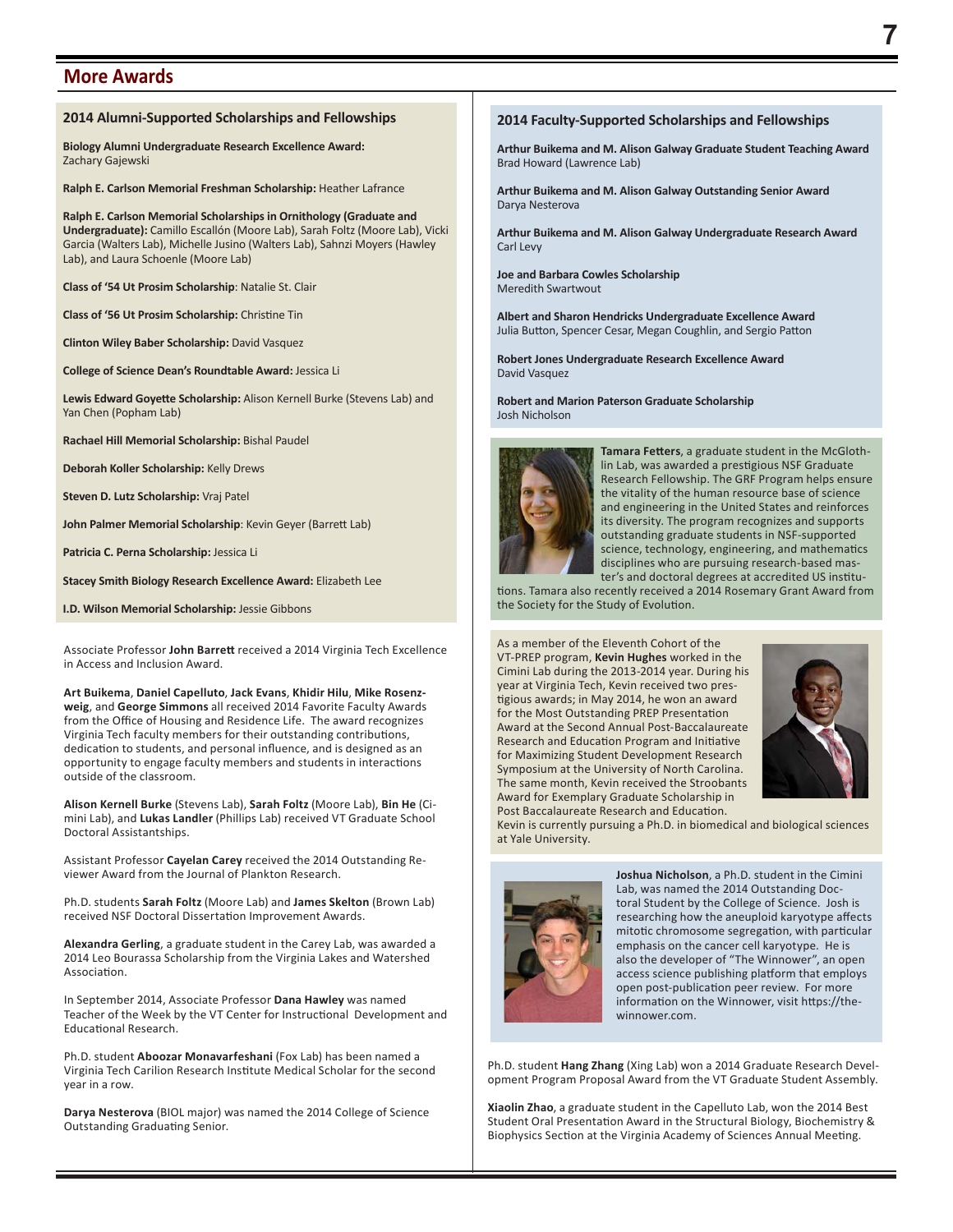## More Awards

### 2014 Alumni-Supported Scholarships and Fellowships

**Biology Alumni Undergraduate Research Excellence Award:** Zachary Gajewski

**Ralph E. Carlson Memorial Freshman Scholarship:** Heather Lafrance

**Ralph E. Carlson Memorial Scholarships in Ornithology (Graduate and Undergraduate):** Camillo Escallón (Moore Lab), Sarah Foltz (Moore Lab), Vicki Garcia (Walters Lab), Michelle Jusino (Walters Lab), Sahnzi Moyers (Hawley Lab), and Laura Schoenle (Moore Lab)

**Class of '54 Ut Prosim Scholarship**: Natalie St. Clair

**Class of '56 Ut Prosim Scholarship:** Christine Tin

**Clinton Wiley Baber Scholarship:** David Vasquez

**College of Science Dean's Roundtable Award:** Jessica Li

**Lewis Edward Goyette Scholarship:** Alison Kernell Burke (Stevens Lab) and Yan Chen (Popham Lab)

**Rachael Hill Memorial Scholarship:** Bishal Paudel

**Deborah Koller Scholarship:** Kelly Drews

**Steven D. Lutz Scholarship:** Vraj Patel

**John Palmer Memorial Scholarship**: Kevin Geyer (Barrett Lab)

**Patricia C. Perna Scholarship:** Jessica Li

**Stacey Smith Biology Research Excellence Award:** Elizabeth Lee

**I.D. Wilson Memorial Scholarship:** Jessie Gibbons

Associate Professor **John Barrett** received a 2014 Virginia Tech Excellence in Access and Inclusion Award.

**Art Buikema**, **Daniel Capelluto**, **Jack Evans**, **Khidir Hilu**, **Mike Rosenzweig**, and **George Simmons** all received 2014 Favorite Faculty Awards from the Office of Housing and Residence Life. The award recognizes Virginia Tech faculty members for their outstanding contributions, dedication to students, and personal influence, and is designed as an opportunity to engage faculty members and students in interactions outside of the classroom.

**Alison Kernell Burke** (Stevens Lab), **Sarah Foltz** (Moore Lab), **Bin He** (Cimini Lab), and **Lukas Landler** (Phillips Lab) received VT Graduate School Doctoral Assistantships.

Assistant Professor **Cayelan Carey** received the 2014 Outstanding Reviewer Award from the Journal of Plankton Research.

Ph.D. students **Sarah Foltz** (Moore Lab) and **James Skelton** (Brown Lab) received NSF Doctoral Dissertation Improvement Awards.

**Alexandra Gerling**, a graduate student in the Carey Lab, was awarded a 2014 Leo Bourassa Scholarship from the Virginia Lakes and Watershed Association.

In September 2014, Associate Professor **Dana Hawley** was named Teacher of the Week by the VT Center for Instructional Development and Educational Research.

Ph.D. student **Aboozar Monavarfeshani** (Fox Lab) has been named a Virginia Tech Carilion Research Institute Medical Scholar for the second year in a row.

**Darya Nesterova** (BIOL major) was named the 2014 College of Science Outstanding Graduating Senior.

### 2014 Faculty-Supported Scholarships and Fellowships

**Arthur Buikema and M. Alison Galway Graduate Student Teaching Award**
Brad Howard (Lawrence Lab)

**Arthur Buikema and M. Alison Galway Outstanding Senior Award**
Darya Nesterova

**Arthur Buikema and M. Alison Galway Undergraduate Research Award**
Carl Levy

**Joe and Barbara Cowles Scholarship**
Meredith Swartwout

**Albert and Sharon Hendricks Undergraduate Excellence Award**
Julia Button, Spencer Cesar, Megan Coughlin, and Sergio Patton

**Robert Jones Undergraduate Research Excellence Award**
David Vasquez

**Robert and Marion Paterson Graduate Scholarship**
Josh Nicholson

**Tamara Fetters**, a graduate student in the McGlothlin Lab, was awarded a prestigious NSF Graduate Research Fellowship. The GRF Program helps ensure the vitality of the human resource base of science and engineering in the United States and reinforces its diversity. The program recognizes and supports outstanding graduate students in NSF-supported science, technology, engineering, and mathematics disciplines who are pursuing research-based master's and doctoral degrees at accredited US institutions. Tamara also recently received a 2014 Rosemary Grant Award from the Society for the Study of Evolution.

As a member of the Eleventh Cohort of the VT-PREP program, **Kevin Hughes** worked in the Cimini Lab during the 2013-2014 year. During his year at Virginia Tech, Kevin received two prestigious awards; in May 2014, he won an award for the Most Outstanding PREP Presentation Award at the Second Annual Post-Baccalaureate Research and Education Program and Initiative for Maximizing Student Development Research Symposium at the University of North Carolina. The same month, Kevin received the Stroobants Award for Exemplary Graduate Scholarship in Post Baccalaureate Research and Education. Kevin is currently pursuing a Ph.D. in biomedical and biological sciences at Yale University.

**Joshua Nicholson**, a Ph.D. student in the Cimini Lab, was named the 2014 Outstanding Doctoral Student by the College of Science. Josh is researching how the aneuploid karyotype affects mitotic chromosome segregation, with particular emphasis on the cancer cell karyotype. He is also the developer of "The Winnower", an open access science publishing platform that employs open post-publication peer review. For more information on the Winnower, visit https://thewinnower.com.

Ph.D. student **Hang Zhang** (Xing Lab) won a 2014 Graduate Research Development Program Proposal Award from the VT Graduate Student Assembly.

**Xiaolin Zhao**, a graduate student in the Capelluto Lab, won the 2014 Best Student Oral Presentation Award in the Structural Biology, Biochemistry & Biophysics Section at the Virginia Academy of Sciences Annual Meeting.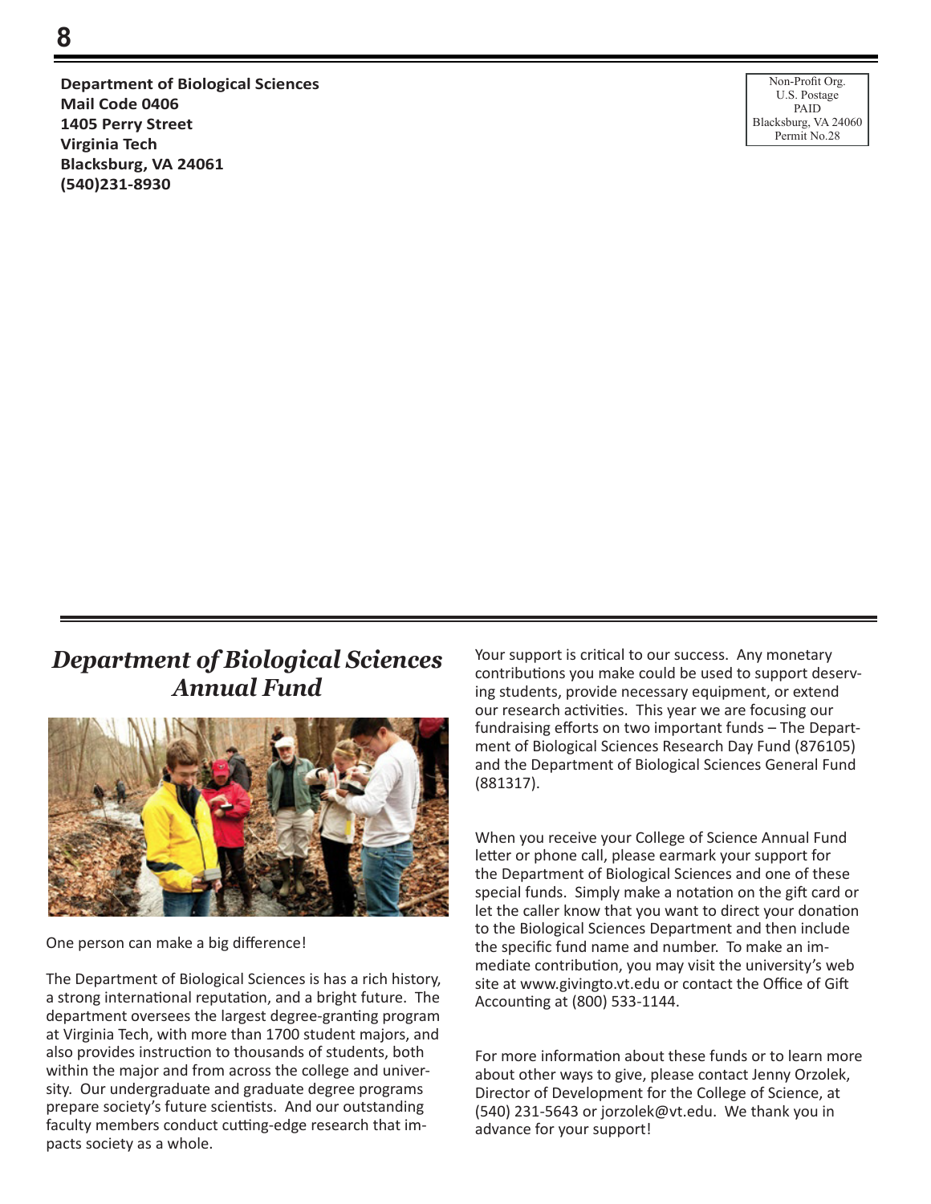**Department of Biological Sciences**
**Mail Code 0406**
**1405 Perry Street**
**Virginia Tech**
**Blacksburg, VA 24061**
**(540)231-8930**

Non-Profit Org.
U.S. Postage
PAID
Blacksburg, VA 24060
Permit No.28

## *Department of Biological Sciences Annual Fund*

One person can make a big difference!

The Department of Biological Sciences is has a rich history, a strong international reputation, and a bright future. The department oversees the largest degree-granting program at Virginia Tech, with more than 1700 student majors, and also provides instruction to thousands of students, both within the major and from across the college and university. Our undergraduate and graduate degree programs prepare society's future scientists. And our outstanding faculty members conduct cutting-edge research that impacts society as a whole.

Your support is critical to our success. Any monetary contributions you make could be used to support deserving students, provide necessary equipment, or extend our research activities. This year we are focusing our fundraising efforts on two important funds – The Department of Biological Sciences Research Day Fund (876105) and the Department of Biological Sciences General Fund (881317).

When you receive your College of Science Annual Fund letter or phone call, please earmark your support for the Department of Biological Sciences and one of these special funds. Simply make a notation on the gift card or let the caller know that you want to direct your donation to the Biological Sciences Department and then include the specific fund name and number. To make an immediate contribution, you may visit the university's web site at www.givingto.vt.edu or contact the Office of Gift Accounting at (800) 533-1144.

For more information about these funds or to learn more about other ways to give, please contact Jenny Orzolek, Director of Development for the College of Science, at (540) 231-5643 or jorzolek@vt.edu. We thank you in advance for your support!